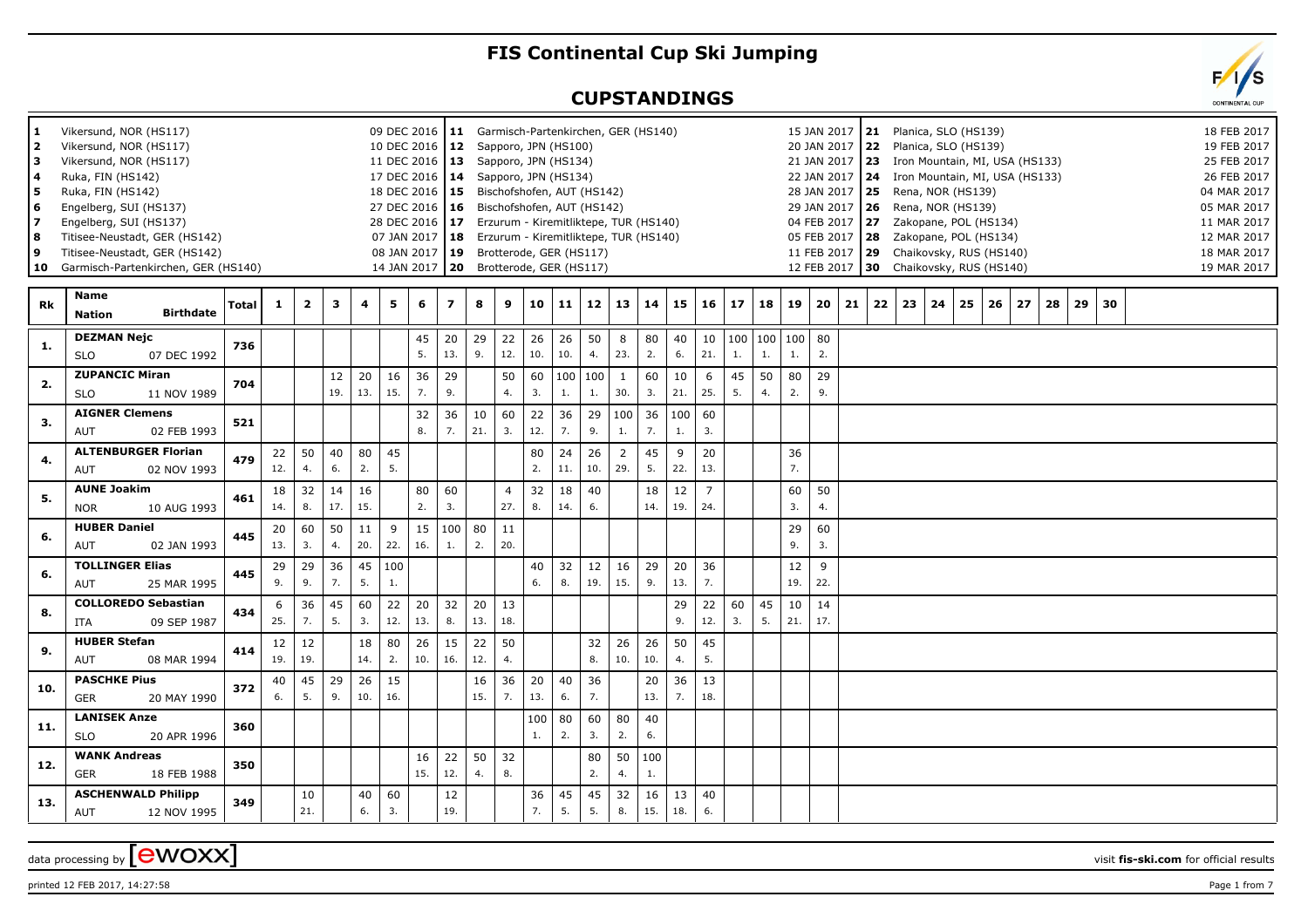# FIS Continental Cup Ski Jumping

## CUPSTANDINGS

| # | Venue | Date | # | Venue | Date | # | Venue | Date |
|---|---|---|---|---|---|---|---|---|
| 1 | Vikersund, NOR (HS117) | 09 DEC 2016 | 11 | Garmisch-Partenkirchen, GER (HS140) | 15 JAN 2017 | 21 | Planica, SLO (HS139) | 18 FEB 2017 |
| 2 | Vikersund, NOR (HS117) | 10 DEC 2016 | 12 | Sapporo, JPN (HS100) | 20 JAN 2017 | 22 | Planica, SLO (HS139) | 19 FEB 2017 |
| 3 | Vikersund, NOR (HS117) | 11 DEC 2016 | 13 | Sapporo, JPN (HS134) | 21 JAN 2017 | 23 | Iron Mountain, MI, USA (HS133) | 25 FEB 2017 |
| 4 | Ruka, FIN (HS142) | 17 DEC 2016 | 14 | Sapporo, JPN (HS134) | 22 JAN 2017 | 24 | Iron Mountain, MI, USA (HS133) | 26 FEB 2017 |
| 5 | Ruka, FIN (HS142) | 18 DEC 2016 | 15 | Bischofshofen, AUT (HS142) | 28 JAN 2017 | 25 | Rena, NOR (HS139) | 04 MAR 2017 |
| 6 | Engelberg, SUI (HS137) | 27 DEC 2016 | 16 | Bischofshofen, AUT (HS142) | 29 JAN 2017 | 26 | Rena, NOR (HS139) | 05 MAR 2017 |
| 7 | Engelberg, SUI (HS137) | 28 DEC 2016 | 17 | Erzurum - Kiremitliktepe, TUR (HS140) | 04 FEB 2017 | 27 | Zakopane, POL (HS134) | 11 MAR 2017 |
| 8 | Titisee-Neustadt, GER (HS142) | 07 JAN 2017 | 18 | Erzurum - Kiremitliktepe, TUR (HS140) | 05 FEB 2017 | 28 | Zakopane, POL (HS134) | 12 MAR 2017 |
| 9 | Titisee-Neustadt, GER (HS142) | 08 JAN 2017 | 19 | Brotterode, GER (HS117) | 11 FEB 2017 | 29 | Chaikovsky, RUS (HS140) | 18 MAR 2017 |
| 10 | Garmisch-Partenkirchen, GER (HS140) | 14 JAN 2017 | 20 | Brotterode, GER (HS117) | 12 FEB 2017 | 30 | Chaikovsky, RUS (HS140) | 19 MAR 2017 |

| Rk | Name / Nation | Birthdate | Total | 1 | 2 | 3 | 4 | 5 | 6 | 7 | 8 | 9 | 10 | 11 | 12 | 13 | 14 | 15 | 16 | 17 | 18 | 19 | 20 | 21 | 22 | 23 | 24 | 25 | 26 | 27 | 28 | 29 | 30 |
|---|---|---|---|---|---|---|---|---|---|---|---|---|---|---|---|---|---|---|---|---|---|---|---|---|---|---|---|---|---|---|---|---|---|
| 1. | DEZMAN Nejc SLO | 07 DEC 1992 | 736 | | | | | | 45 5. | 20 13. | 29 9. | 22 12. | 26 10. | 26 10. | 50 4. | 8 23. | 80 2. | 40 6. | 10 21. | 100 1. | 100 1. | 100 1. | 80 2. | | | | | | | | | | |
| 2. | ZUPANCIC Miran SLO | 11 NOV 1989 | 704 | | | 12 19. | 20 13. | 16 15. | 36 7. | 29 9. | | 50 4. | 60 3. | 100 1. | 100 1. | 1 30. | 60 3. | 10 21. | 6 25. | 45 5. | 50 4. | 80 2. | 29 9. | | | | | | | | | | |
| 3. | AIGNER Clemens AUT | 02 FEB 1993 | 521 | | | | | | 32 8. | 36 7. | 10 21. | 60 3. | 22 12. | 36 7. | 29 9. | 100 1. | 36 7. | 100 1. | 60 3. | | | | | | | | | | | | | | |
| 4. | ALTENBURGER Florian AUT | 02 NOV 1993 | 479 | 22 12. | 50 4. | 40 6. | 80 2. | 45 5. | | | | | 80 2. | 24 11. | 26 10. | 2 29. | 45 5. | 9 22. | 20 13. | | | 36 7. | | | | | | | | | | | |
| 5. | AUNE Joakim NOR | 10 AUG 1993 | 461 | 18 14. | 32 8. | 14 17. | 16 15. | | 80 2. | 60 3. | | 4 27. | 32 8. | 18 14. | 40 6. | | 18 14. | 12 19. | 7 24. | | | 60 3. | 50 4. | | | | | | | | | | |
| 6. | HUBER Daniel AUT | 02 JAN 1993 | 445 | 20 13. | 60 3. | 50 4. | 11 20. | 9 22. | 15 16. | 100 1. | 80 2. | 11 20. | | | | | | | | | | 29 9. | 60 3. | | | | | | | | | | |
| 6. | TOLLINGER Elias AUT | 25 MAR 1995 | 445 | 29 9. | 29 9. | 36 7. | 45 5. | 100 1. | | | | | 40 6. | 32 8. | 12 19. | 16 15. | 29 9. | 20 13. | 36 7. | | | 12 19. | 9 22. | | | | | | | | | | |
| 8. | COLLOREDO Sebastian ITA | 09 SEP 1987 | 434 | 6 25. | 36 7. | 45 5. | 60 3. | 22 12. | 20 13. | 32 8. | 20 13. | 13 18. | | | | | | 29 9. | 22 12. | 60 3. | 45 5. | 10 21. | 14 17. | | | | | | | | | | |
| 9. | HUBER Stefan AUT | 08 MAR 1994 | 414 | 12 19. | 12 19. | | 18 14. | 80 2. | 26 10. | 15 16. | 22 12. | 50 4. | | | 32 8. | 26 10. | 26 10. | 50 4. | 45 5. | | | | | | | | | | | | | | |
| 10. | PASCHKE Pius GER | 20 MAY 1990 | 372 | 40 6. | 45 5. | 29 9. | 26 10. | 15 16. | | | 16 15. | 36 7. | 20 13. | 40 6. | 36 7. | | 20 13. | 36 7. | 13 18. | | | | | | | | | | | | | | |
| 11. | LANISEK Anze SLO | 20 APR 1996 | 360 | | | | | | | | | | 100 1. | 80 2. | 60 3. | 80 2. | 40 6. | | | | | | | | | | | | | | | | |
| 12. | WANK Andreas GER | 18 FEB 1988 | 350 | | | | | | 16 15. | 22 12. | 50 4. | 32 8. | | | 80 2. | 50 4. | 100 1. | | | | | | | | | | | | | | | | |
| 13. | ASCHENWALD Philipp AUT | 12 NOV 1995 | 349 | | 10 21. | | 40 6. | 60 3. | | 12 19. | | | 36 7. | 45 5. | 45 5. | 32 8. | 16 15. | 13 18. | 40 6. | | | | | | | | | | | | | | |

data processing by [ewoxx] visit fis-ski.com for official results

printed 12 FEB 2017, 14:27:58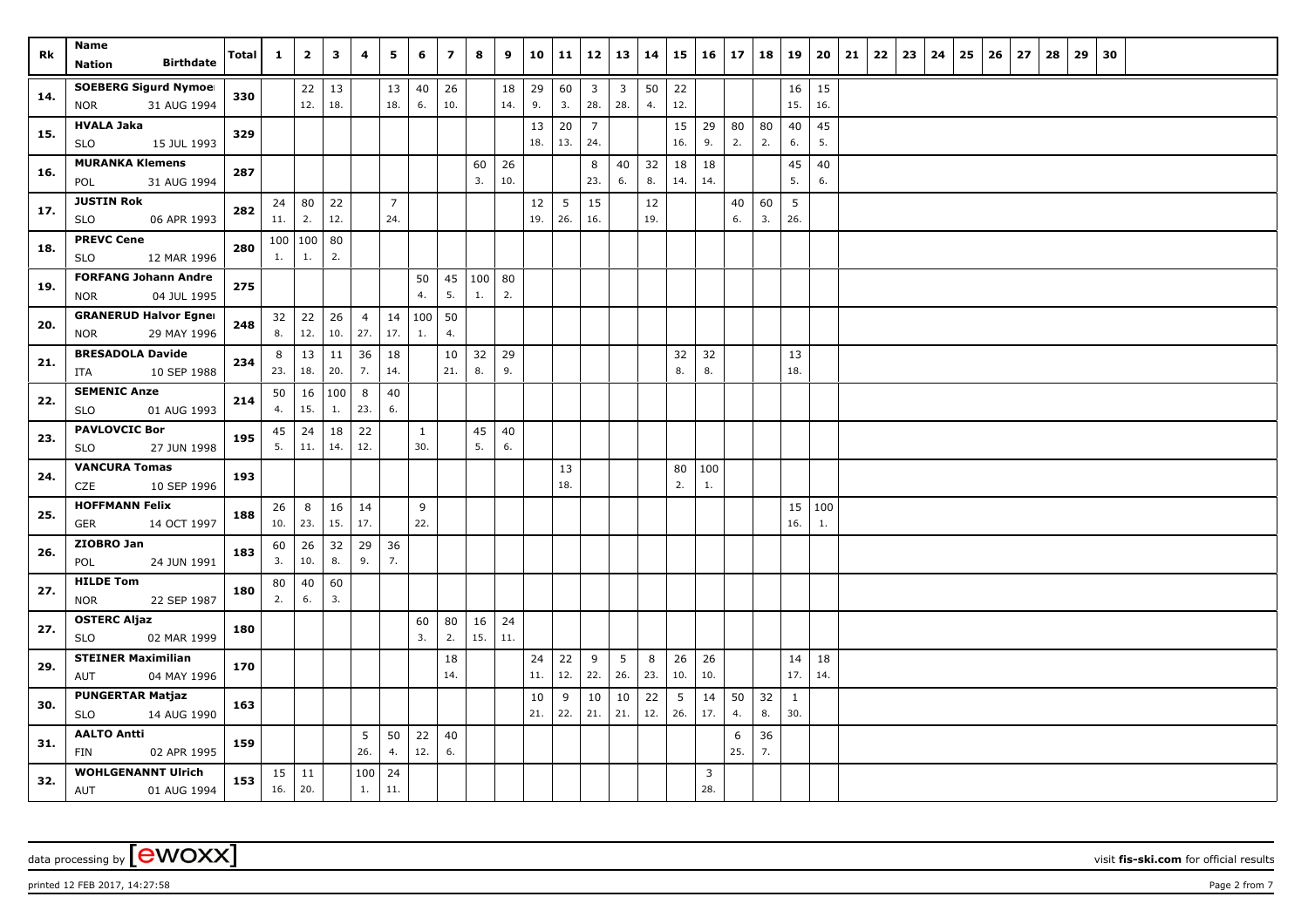| Rk | Name / Nation Birthdate | Total | 1 | 2 | 3 | 4 | 5 | 6 | 7 | 8 | 9 | 10 | 11 | 12 | 13 | 14 | 15 | 16 | 17 | 18 | 19 | 20 | 21 | 22 | 23 | 24 | 25 | 26 | 27 | 28 | 29 | 30 |
|---|---|---|---|---|---|---|---|---|---|---|---|---|---|---|---|---|---|---|---|---|---|---|---|---|---|---|---|---|---|---|---|---|
| 14. | SOEBERG Sigurd Nymoe | 330 | | 22 | 13 | | 13 | 40 | 26 | | 18 | 29 | 60 | 3 | 3 | 50 | 22 | | | | 16 | 15 | | | | | | | | | | |
| | NOR 31 AUG 1994 | | | 12. | 18. | | 18. | 6. | 10. | | 14. | 9. | 3. | 28. | 28. | 4. | 12. | | | | 15. | 16. | | | | | | | | | | |
| 15. | HVALA Jaka | 329 | | | | | | | | | | 13 | 20 | 7 | | | 15 | 29 | 80 | 80 | 40 | 45 | | | | | | | | | | |
| | SLO 15 JUL 1993 | | | | | | | | | | | 18. | 13. | 24. | | | 16. | 9. | 2. | 2. | 6. | 5. | | | | | | | | | | |
| 16. | MURANKA Klemens | 287 | | | | | | | | 60 | 26 | | | 8 | 40 | 32 | 18 | 18 | | | 45 | 40 | | | | | | | | | | |
| | POL 31 AUG 1994 | | | | | | | | | 3. | 10. | | | 23. | 6. | 8. | 14. | 14. | | | 5. | 6. | | | | | | | | | | |
| 17. | JUSTIN Rok | 282 | 24 | 80 | 22 | | 7 | | | | | 12 | 5 | 15 | | 12 | | | 40 | 60 | 5 | | | | | | | | | | | |
| | SLO 06 APR 1993 | | 11. | 2. | 12. | | 24. | | | | | 19. | 26. | 16. | | 19. | | | 6. | 3. | 26. | | | | | | | | | | | |
| 18. | PREVC Cene | 280 | 100 | 100 | 80 | | | | | | | | | | | | | | | | | | | | | | | | | | | |
| | SLO 12 MAR 1996 | | 1. | 1. | 2. | | | | | | | | | | | | | | | | | | | | | | | | | | | |
| 19. | FORFANG Johann Andre | 275 | | | | | | 50 | 45 | 100 | 80 | | | | | | | | | | | | | | | | | | | | | |
| | NOR 04 JUL 1995 | | | | | | | 4. | 5. | 1. | 2. | | | | | | | | | | | | | | | | | | | | | |
| 20. | GRANERUD Halvor Egner | 248 | 32 | 22 | 26 | 4 | 14 | 100 | 50 | | | | | | | | | | | | | | | | | | | | | | | |
| | NOR 29 MAY 1996 | | 8. | 12. | 10. | 27. | 17. | 1. | 4. | | | | | | | | | | | | | | | | | | | | | | | |
| 21. | BRESADOLA Davide | 234 | 8 | 13 | 11 | 36 | 18 | | 10 | 32 | 29 | | | | | | 32 | 32 | | | 13 | | | | | | | | | | | |
| | ITA 10 SEP 1988 | | 23. | 18. | 20. | 7. | 14. | | 21. | 8. | 9. | | | | | | 8. | 8. | | | 18. | | | | | | | | | | | |
| 22. | SEMENIC Anze | 214 | 50 | 16 | 100 | 8 | 40 | | | | | | | | | | | | | | | | | | | | | | | | | |
| | SLO 01 AUG 1993 | | 4. | 15. | 1. | 23. | 6. | | | | | | | | | | | | | | | | | | | | | | | | | |
| 23. | PAVLOVCIC Bor | 195 | 45 | 24 | 18 | 22 | | 1 | | 45 | 40 | | | | | | | | | | | | | | | | | | | | | |
| | SLO 27 JUN 1998 | | 5. | 11. | 14. | 12. | | 30. | | 5. | 6. | | | | | | | | | | | | | | | | | | | | | |
| 24. | VANCURA Tomas | 193 | | | | | | | | | | | 13 | | | | 80 | 100 | | | | | | | | | | | | | | |
| | CZE 10 SEP 1996 | | | | | | | | | | | | 18. | | | | 2. | 1. | | | | | | | | | | | | | | |
| 25. | HOFFMANN Felix | 188 | 26 | 8 | 16 | 14 | | 9 | | | | | | | | | | | | | 15 | 100 | | | | | | | | | | |
| | GER 14 OCT 1997 | | 10. | 23. | 15. | 17. | | 22. | | | | | | | | | | | | | 16. | 1. | | | | | | | | | | |
| 26. | ZIOBRO Jan | 183 | 60 | 26 | 32 | 29 | 36 | | | | | | | | | | | | | | | | | | | | | | | | | |
| | POL 24 JUN 1991 | | 3. | 10. | 8. | 9. | 7. | | | | | | | | | | | | | | | | | | | | | | | | | |
| 27. | HILDE Tom | 180 | 80 | 40 | 60 | | | | | | | | | | | | | | | | | | | | | | | | | | | |
| | NOR 22 SEP 1987 | | 2. | 6. | 3. | | | | | | | | | | | | | | | | | | | | | | | | | | | |
| 27. | OSTERC Aljaz | 180 | | | | | | 60 | 80 | 16 | 24 | | | | | | | | | | | | | | | | | | | | | |
| | SLO 02 MAR 1999 | | | | | | | 3. | 2. | 15. | 11. | | | | | | | | | | | | | | | | | | | | | |
| 29. | STEINER Maximilian | 170 | | | | | | | 18 | | | 24 | 22 | 9 | 5 | 8 | 26 | 26 | | | 14 | 18 | | | | | | | | | | |
| | AUT 04 MAY 1996 | | | | | | | | 14. | | | 11. | 12. | 22. | 26. | 23. | 10. | 10. | | | 17. | 14. | | | | | | | | | | |
| 30. | PUNGERTAR Matjaz | 163 | | | | | | | | | | 10 | 9 | 10 | 10 | 22 | 5 | 14 | 50 | 32 | 1 | | | | | | | | | | | |
| | SLO 14 AUG 1990 | | | | | | | | | | | 21. | 22. | 21. | 21. | 12. | 26. | 17. | 4. | 8. | 30. | | | | | | | | | | | |
| 31. | AALTO Antti | 159 | | | | 5 | 50 | 22 | 40 | | | | | | | | | | 6 | 36 | | | | | | | | | | | | |
| | FIN 02 APR 1995 | | | | | 26. | 4. | 12. | 6. | | | | | | | | | | 25. | 7. | | | | | | | | | | | | |
| 32. | WOHLGENANNT Ulrich | 153 | 15 | 11 | | 100 | 24 | | | | | | | | | | | 3 | | | | | | | | | | | | | | |
| | AUT 01 AUG 1994 | | 16. | 20. | | 1. | 11. | | | | | | | | | | | 28. | | | | | | | | | | | | | | |

data processing by [ewoxx] — visit fis-ski.com for official results

printed 12 FEB 2017, 14:27:58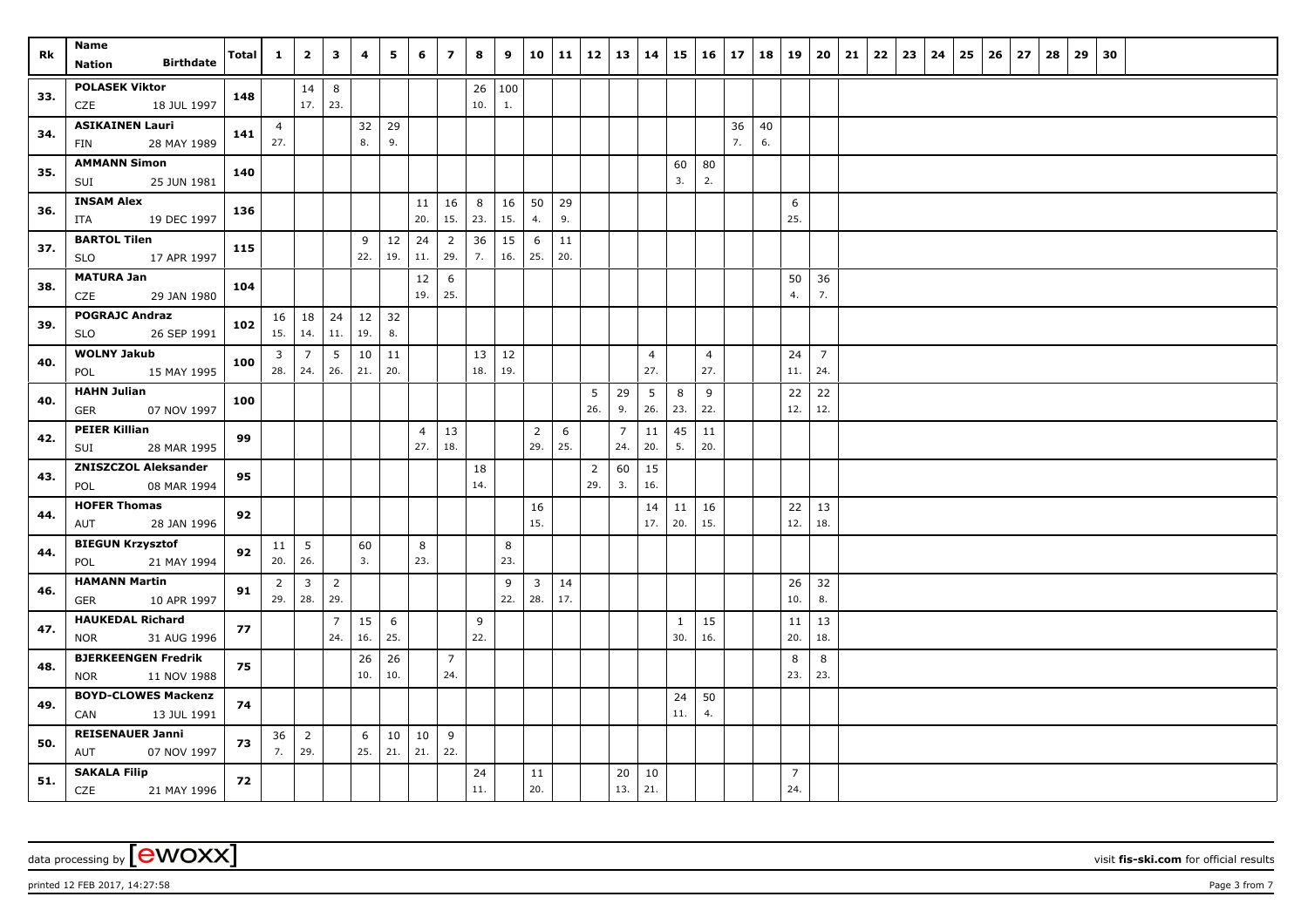| Rk | Name / Nation / Birthdate | Total | 1 | 2 | 3 | 4 | 5 | 6 | 7 | 8 | 9 | 10 | 11 | 12 | 13 | 14 | 15 | 16 | 17 | 18 | 19 | 20 | 21 | 22 | 23 | 24 | 25 | 26 | 27 | 28 | 29 | 30 |
|---|---|---|---|---|---|---|---|---|---|---|---|---|---|---|---|---|---|---|---|---|---|---|---|---|---|---|---|---|---|---|---|---|
| 33. | POLASEK Viktor<br>CZE 18 JUL 1997 | 148 | | 14<br>17. | 8<br>23. | | | | | 26<br>10. | 100<br>1. | | | | | | | | | | | | | | | | | | | | | |
| 34. | ASIKAINEN Lauri<br>FIN 28 MAY 1989 | 141 | 4<br>27. | | | 32<br>8. | 29<br>9. | | | | | | | | | | | | 36<br>7. | 40<br>6. | | | | | | | | | | | | |
| 35. | AMMANN Simon<br>SUI 25 JUN 1981 | 140 | | | | | | | | | | | | | | | 60<br>3. | 80<br>2. | | | | | | | | | | | | | | |
| 36. | INSAM Alex<br>ITA 19 DEC 1997 | 136 | | | | | | 11<br>20. | 16<br>15. | 8<br>23. | 16<br>15. | 50<br>4. | 29<br>9. | | | | | | | | 6<br>25. | | | | | | | | | | | |
| 37. | BARTOL Tilen<br>SLO 17 APR 1997 | 115 | | | | 9<br>22. | 12<br>19. | 24<br>11. | 2<br>29. | 36<br>7. | 15<br>16. | 6<br>25. | 11<br>20. | | | | | | | | | | | | | | | | | | | |
| 38. | MATURA Jan<br>CZE 29 JAN 1980 | 104 | | | | | | 12<br>19. | 6<br>25. | | | | | | | | | | | | 50<br>4. | 36<br>7. | | | | | | | | | | |
| 39. | POGRAJC Andraz<br>SLO 26 SEP 1991 | 102 | 16<br>15. | 18<br>14. | 24<br>11. | 12<br>19. | 32<br>8. | | | | | | | | | | | | | | | | | | | | | | | | | |
| 40. | WOLNY Jakub<br>POL 15 MAY 1995 | 100 | 3<br>28. | 7<br>24. | 5<br>26. | 10<br>21. | 11<br>20. | | | 13<br>18. | 12<br>19. | | | | | 4<br>27. | | 4<br>27. | | | 24<br>11. | 7<br>24. | | | | | | | | | | |
| 40. | HAHN Julian<br>GER 07 NOV 1997 | 100 | | | | | | | | | | | | 5<br>26. | 29<br>9. | 5<br>26. | 8<br>23. | 9<br>22. | | | 22<br>12. | 22<br>12. | | | | | | | | | | |
| 42. | PEIER Killian<br>SUI 28 MAR 1995 | 99 | | | | | | 4<br>27. | 13<br>18. | | | 2<br>29. | 6<br>25. | | 7<br>24. | 11<br>20. | 45<br>5. | 11<br>20. | | | | | | | | | | | | | | |
| 43. | ZNISZCZOL Aleksander<br>POL 08 MAR 1994 | 95 | | | | | | | | 18<br>14. | | | | 2<br>29. | 60<br>3. | 15<br>16. | | | | | | | | | | | | | | | | |
| 44. | HOFER Thomas<br>AUT 28 JAN 1996 | 92 | | | | | | | | | | 16<br>15. | | | | 14<br>17. | 11<br>20. | 16<br>15. | | | 22<br>12. | 13<br>18. | | | | | | | | | | |
| 44. | BIEGUN Krzysztof<br>POL 21 MAY 1994 | 92 | 11<br>20. | 5<br>26. | | 60<br>3. | | 8<br>23. | | | 8<br>23. | | | | | | | | | | | | | | | | | | | | | |
| 46. | HAMANN Martin<br>GER 10 APR 1997 | 91 | 2<br>29. | 3<br>28. | 2<br>29. | | | | | | 9<br>22. | 3<br>28. | 14<br>17. | | | | | | | | 26<br>10. | 32<br>8. | | | | | | | | | | |
| 47. | HAUKEDAL Richard<br>NOR 31 AUG 1996 | 77 | | | 7<br>24. | 15<br>16. | 6<br>25. | | | 9<br>22. | | | | | | | 1<br>30. | 15<br>16. | | | 11<br>20. | 13<br>18. | | | | | | | | | | |
| 48. | BJERKEENGEN Fredrik<br>NOR 11 NOV 1988 | 75 | | | | 26<br>10. | 26<br>10. | | 7<br>24. | | | | | | | | | | | | 8<br>23. | 8<br>23. | | | | | | | | | | |
| 49. | BOYD-CLOWES Mackenzie<br>CAN 13 JUL 1991 | 74 | | | | | | | | | | | | | | | 24<br>11. | 50<br>4. | | | | | | | | | | | | | | |
| 50. | REISENAUER Janni<br>AUT 07 NOV 1997 | 73 | 36<br>7. | 2<br>29. | | 6<br>25. | 10<br>21. | 10<br>21. | 9<br>22. | | | | | | | | | | | | | | | | | | | | | | | |
| 51. | SAKALA Filip<br>CZE 21 MAY 1996 | 72 | | | | | | | | 24<br>11. | | 11<br>20. | | | 20<br>13. | 10<br>21. | | | | | 7<br>24. | | | | | | | | | | | |

data processing by [ewoxx] visit fis-ski.com for official results

printed 12 FEB 2017, 14:27:58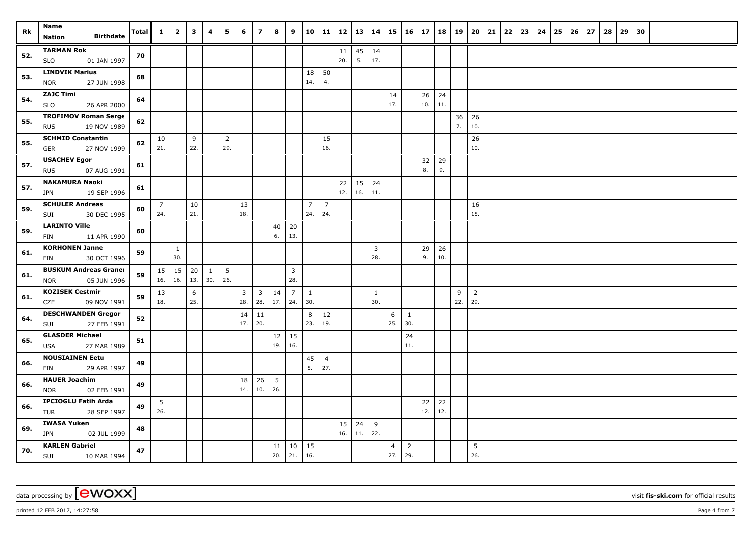| Rk | Name<br>Nation Birthdate | Total | 1 | 2 | 3 | 4 | 5 | 6 | 7 | 8 | 9 | 10 | 11 | 12 | 13 | 14 | 15 | 16 | 17 | 18 | 19 | 20 | 21 | 22 | 23 | 24 | 25 | 26 | 27 | 28 | 29 | 30 |
|---|---|---|---|---|---|---|---|---|---|---|---|---|---|---|---|---|---|---|---|---|---|---|---|---|---|---|---|---|---|---|---|---|
| 52. | TARMAN Rok<br>SLO 01 JAN 1997 | 70 | | | | | | | | | | | | 11<br>20. | 45<br>5. | 14<br>17. | | | | | | | | | | | | | | | | |
| 53. | LINDVIK Marius<br>NOR 27 JUN 1998 | 68 | | | | | | | | | | 18<br>14. | 50<br>4. | | | | | | | | | | | | | | | | | | | |
| 54. | ZAJC Timi<br>SLO 26 APR 2000 | 64 | | | | | | | | | | | | | | | 14<br>17. | | 26<br>10. | 24<br>11. | | | | | | | | | | | | |
| 55. | TROFIMOV Roman Serge<br>RUS 19 NOV 1989 | 62 | | | | | | | | | | | | | | | | | | | 36<br>7. | 26<br>10. | | | | | | | | | | |
| 55. | SCHMID Constantin<br>GER 27 NOV 1999 | 62 | 10<br>21. | | 9<br>22. | | 2<br>29. | | | | | | 15<br>16. | | | | | | | | | 26<br>10. | | | | | | | | | | |
| 57. | USACHEV Egor<br>RUS 07 AUG 1991 | 61 | | | | | | | | | | | | | | | | | 32<br>8. | 29<br>9. | | | | | | | | | | | | |
| 57. | NAKAMURA Naoki<br>JPN 19 SEP 1996 | 61 | | | | | | | | | | | | 22<br>12. | 15<br>16. | 24<br>11. | | | | | | | | | | | | | | | | |
| 59. | SCHULER Andreas<br>SUI 30 DEC 1995 | 60 | 7<br>24. | | 10<br>21. | | | 13<br>18. | | | | 7<br>24. | 7<br>24. | | | | | | | | | 16<br>15. | | | | | | | | | | |
| 59. | LARINTO Ville<br>FIN 11 APR 1990 | 60 | | | | | | | | 40<br>6. | 20<br>13. | | | | | | | | | | | | | | | | | | | | | |
| 61. | KORHONEN Janne<br>FIN 30 OCT 1996 | 59 | | 1<br>30. | | | | | | | | | | | | 3<br>28. | | | 29<br>9. | 26<br>10. | | | | | | | | | | | | |
| 61. | BUSKUM Andreas Granel<br>NOR 05 JUN 1996 | 59 | 15<br>16. | 15<br>16. | 20<br>13. | 1<br>30. | 5<br>26. | | | | 3<br>28. | | | | | | | | | | | | | | | | | | | | | |
| 61. | KOZISEK Cestmir<br>CZE 09 NOV 1991 | 59 | 13<br>18. | | 6<br>25. | | | 3<br>28. | 3<br>28. | 14<br>17. | 7<br>24. | 1<br>30. | | | | 1<br>30. | | | | | 9<br>22. | 2<br>29. | | | | | | | | | | |
| 64. | DESCHWANDEN Gregor<br>SUI 27 FEB 1991 | 52 | | | | | | 14<br>17. | 11<br>20. | | | 8<br>23. | 12<br>19. | | | | 6<br>25. | 1<br>30. | | | | | | | | | | | | | | |
| 65. | GLASDER Michael<br>USA 27 MAR 1989 | 51 | | | | | | | | 12<br>19. | 15<br>16. | | | | | | | 24<br>11. | | | | | | | | | | | | | | |
| 66. | NOUSIAINEN Eetu<br>FIN 29 APR 1997 | 49 | | | | | | | | | | 45<br>5. | 4<br>27. | | | | | | | | | | | | | | | | | | | |
| 66. | HAUER Joachim<br>NOR 02 FEB 1991 | 49 | | | | | | 18<br>14. | 26<br>10. | 5<br>26. | | | | | | | | | | | | | | | | | | | | | | |
| 66. | IPCIOGLU Fatih Arda<br>TUR 28 SEP 1997 | 49 | 5<br>26. | | | | | | | | | | | | | | | | 22<br>12. | 22<br>12. | | | | | | | | | | | | |
| 69. | IWASA Yuken<br>JPN 02 JUL 1999 | 48 | | | | | | | | | | | | 15<br>16. | 24<br>11. | 9<br>22. | | | | | | | | | | | | | | | | |
| 70. | KARLEN Gabriel<br>SUI 10 MAR 1994 | 47 | | | | | | | | 11<br>20. | 10<br>21. | 15<br>16. | | | | | 4<br>27. | 2<br>29. | | | | 5<br>26. | | | | | | | | | | |

data processing by [ewoxx] visit fis-ski.com for official results

printed 12 FEB 2017, 14:27:58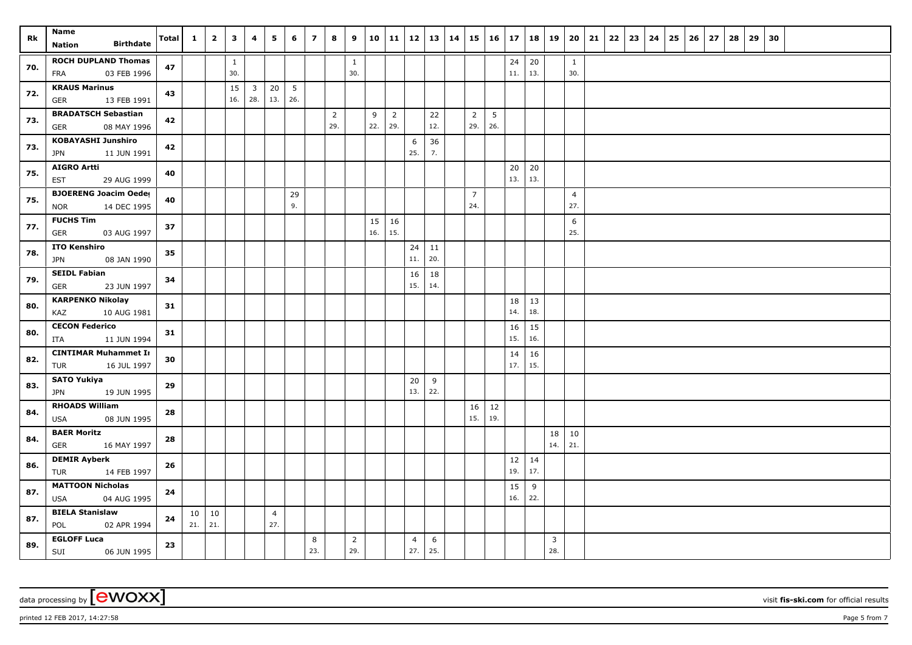| Rk | Name Nation Birthdate | Total | 1 | 2 | 3 | 4 | 5 | 6 | 7 | 8 | 9 | 10 | 11 | 12 | 13 | 14 | 15 | 16 | 17 | 18 | 19 | 20 | 21 | 22 | 23 | 24 | 25 | 26 | 27 | 28 | 29 | 30 |
|---|---|---|---|---|---|---|---|---|---|---|---|---|---|---|---|---|---|---|---|---|---|---|---|---|---|---|---|---|---|---|---|---|
| 70. | ROCH DUPLAND Thomas FRA 03 FEB 1996 | 47 | | | 1 30. | | | | | | 1 30. | | | | | | | | 24 11. | 20 13. | | 1 30. | | | | | | | | | | |
| 72. | KRAUS Marinus GER 13 FEB 1991 | 43 | | | 15 16. | 3 28. | 20 13. | 5 26. | | | | | | | | | | | | | | | | | | | | | | | | |
| 73. | BRADATSCH Sebastian GER 08 MAY 1996 | 42 | | | | | | | | 2 29. | | 9 22. | 2 29. | | 22 12. | | 2 29. | 5 26. | | | | | | | | | | | | | | |
| 73. | KOBAYASHI Junshiro JPN 11 JUN 1991 | 42 | | | | | | | | | | | | 6 25. | 36 7. | | | | | | | | | | | | | | | | | |
| 75. | AIGRO Artti EST 29 AUG 1999 | 40 | | | | | | | | | | | | | | | | | 20 13. | 20 13. | | | | | | | | | | | | |
| 75. | BJOERENG Joacim Oedeg NOR 14 DEC 1995 | 40 | | | | | | 29 9. | | | | | | | | | 7 24. | | | | | 4 27. | | | | | | | | | | |
| 77. | FUCHS Tim GER 03 AUG 1997 | 37 | | | | | | | | | | 15 16. | 16 15. | | | | | | | | | 6 25. | | | | | | | | | | |
| 78. | ITO Kenshiro JPN 08 JAN 1990 | 35 | | | | | | | | | | | | 24 11. | 11 20. | | | | | | | | | | | | | | | | | |
| 79. | SEIDL Fabian GER 23 JUN 1997 | 34 | | | | | | | | | | | | 16 15. | 18 14. | | | | | | | | | | | | | | | | | |
| 80. | KARPENKO Nikolay KAZ 10 AUG 1981 | 31 | | | | | | | | | | | | | | | | | 18 14. | 13 18. | | | | | | | | | | | | |
| 80. | CECON Federico ITA 11 JUN 1994 | 31 | | | | | | | | | | | | | | | | | 16 15. | 15 16. | | | | | | | | | | | | |
| 82. | CINTIMAR Muhammet Ir TUR 16 JUL 1997 | 30 | | | | | | | | | | | | | | | | | 14 17. | 16 15. | | | | | | | | | | | | |
| 83. | SATO Yukiya JPN 19 JUN 1995 | 29 | | | | | | | | | | | | 20 13. | 9 22. | | | | | | | | | | | | | | | | | |
| 84. | RHOADS William USA 08 JUN 1995 | 28 | | | | | | | | | | | | | | | 16 15. | 12 19. | | | | | | | | | | | | | | |
| 84. | BAER Moritz GER 16 MAY 1997 | 28 | | | | | | | | | | | | | | | | | | | 18 14. | 10 21. | | | | | | | | | | |
| 86. | DEMIR Ayberk TUR 14 FEB 1997 | 26 | | | | | | | | | | | | | | | | | 12 19. | 14 17. | | | | | | | | | | | | |
| 87. | MATTOON Nicholas USA 04 AUG 1995 | 24 | | | | | | | | | | | | | | | | | 15 16. | 9 22. | | | | | | | | | | | | |
| 87. | BIELA Stanislaw POL 02 APR 1994 | 24 | 10 21. | 10 21. | | | 4 27. | | | | | | | | | | | | | | | | | | | | | | | | | |
| 89. | EGLOFF Luca SUI 06 JUN 1995 | 23 | | | | | | | 8 23. | | 2 29. | | | 4 27. | 6 25. | | | | | | 3 28. | | | | | | | | | | | |

data processing by [ewoxx] visit fis-ski.com for official results

printed 12 FEB 2017, 14:27:58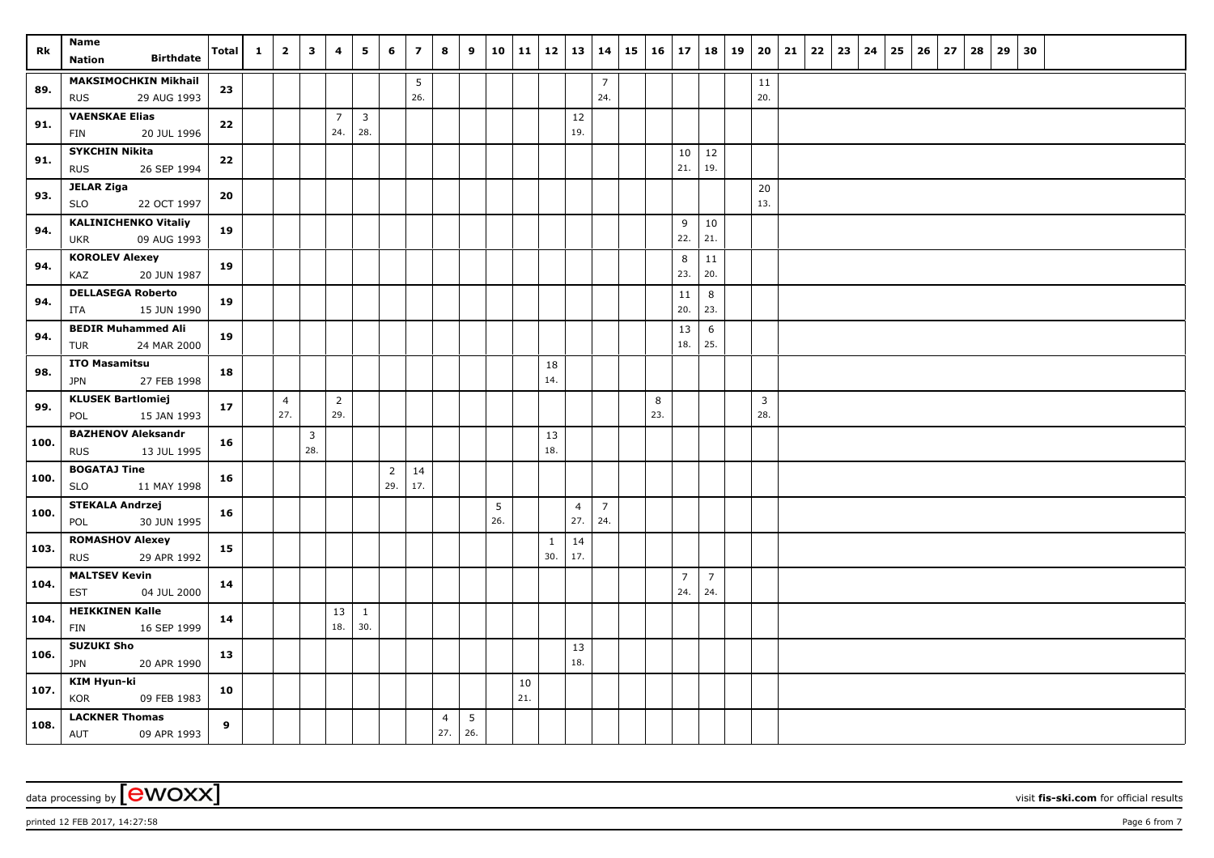| Rk | Name<br>Nation Birthdate | Total | 1 | 2 | 3 | 4 | 5 | 6 | 7 | 8 | 9 | 10 | 11 | 12 | 13 | 14 | 15 | 16 | 17 | 18 | 19 | 20 | 21 | 22 | 23 | 24 | 25 | 26 | 27 | 28 | 29 | 30 |
|---|---|---|---|---|---|---|---|---|---|---|---|---|---|---|---|---|---|---|---|---|---|---|---|---|---|---|---|---|---|---|---|---|
| 89. | **MAKSIMOCHKIN Mikhail**<br>RUS 29 AUG 1993 | 23 | | | | | | | 5<br>26. | | | | | | | 7<br>24. | | | | | | 11<br>20. | | | | | | | | | | |
| 91. | **VAENSKAE Elias**<br>FIN 20 JUL 1996 | 22 | | | | 7<br>24. | 3<br>28. | | | | | | | | 12<br>19. | | | | | | | | | | | | | | | | | |
| 91. | **SYKCHIN Nikita**<br>RUS 26 SEP 1994 | 22 | | | | | | | | | | | | | | | | | 10<br>21. | 12<br>19. | | | | | | | | | | | | |
| 93. | **JELAR Ziga**<br>SLO 22 OCT 1997 | 20 | | | | | | | | | | | | | | | | | | | | 20<br>13. | | | | | | | | | | |
| 94. | **KALINICHENKO Vitaliy**<br>UKR 09 AUG 1993 | 19 | | | | | | | | | | | | | | | | | 9<br>22. | 10<br>21. | | | | | | | | | | | | |
| 94. | **KOROLEV Alexey**<br>KAZ 20 JUN 1987 | 19 | | | | | | | | | | | | | | | | | 8<br>23. | 11<br>20. | | | | | | | | | | | | |
| 94. | **DELLASEGA Roberto**<br>ITA 15 JUN 1990 | 19 | | | | | | | | | | | | | | | | | 11<br>20. | 8<br>23. | | | | | | | | | | | | |
| 94. | **BEDIR Muhammed Ali**<br>TUR 24 MAR 2000 | 19 | | | | | | | | | | | | | | | | | 13<br>18. | 6<br>25. | | | | | | | | | | | | |
| 98. | **ITO Masamitsu**<br>JPN 27 FEB 1998 | 18 | | | | | | | | | | | | 18<br>14. | | | | | | | | | | | | | | | | | | |
| 99. | **KLUSEK Bartlomiej**<br>POL 15 JAN 1993 | 17 | | 4<br>27. | | 2<br>29. | | | | | | | | | | | | 8<br>23. | | | | 3<br>28. | | | | | | | | | | |
| 100. | **BAZHENOV Aleksandr**<br>RUS 13 JUL 1995 | 16 | | | 3<br>28. | | | | | | | | | 13<br>18. | | | | | | | | | | | | | | | | | | |
| 100. | **BOGATAJ Tine**<br>SLO 11 MAY 1998 | 16 | | | | | | 2<br>29. | 14<br>17. | | | | | | | | | | | | | | | | | | | | | | | |
| 100. | **STEKALA Andrzej**<br>POL 30 JUN 1995 | 16 | | | | | | | | | | 5<br>26. | | | 4<br>27. | 7<br>24. | | | | | | | | | | | | | | | | |
| 103. | **ROMASHOV Alexey**<br>RUS 29 APR 1992 | 15 | | | | | | | | | | | | 1<br>30. | 14<br>17. | | | | | | | | | | | | | | | | | |
| 104. | **MALTSEV Kevin**<br>EST 04 JUL 2000 | 14 | | | | | | | | | | | | | | | | | 7<br>24. | 7<br>24. | | | | | | | | | | | | |
| 104. | **HEIKKINEN Kalle**<br>FIN 16 SEP 1999 | 14 | | | | 13<br>18. | 1<br>30. | | | | | | | | | | | | | | | | | | | | | | | | | |
| 106. | **SUZUKI Sho**<br>JPN 20 APR 1990 | 13 | | | | | | | | | | | | | 13<br>18. | | | | | | | | | | | | | | | | | |
| 107. | **KIM Hyun-ki**<br>KOR 09 FEB 1983 | 10 | | | | | | | | | | | 10<br>21. | | | | | | | | | | | | | | | | | | | |
| 108. | **LACKNER Thomas**<br>AUT 09 APR 1993 | 9 | | | | | | | | 4<br>27. | 5<br>26. | | | | | | | | | | | | | | | | | | | | | |

data processing by [ewoxx] visit **fis-ski.com** for official results

printed 12 FEB 2017, 14:27:58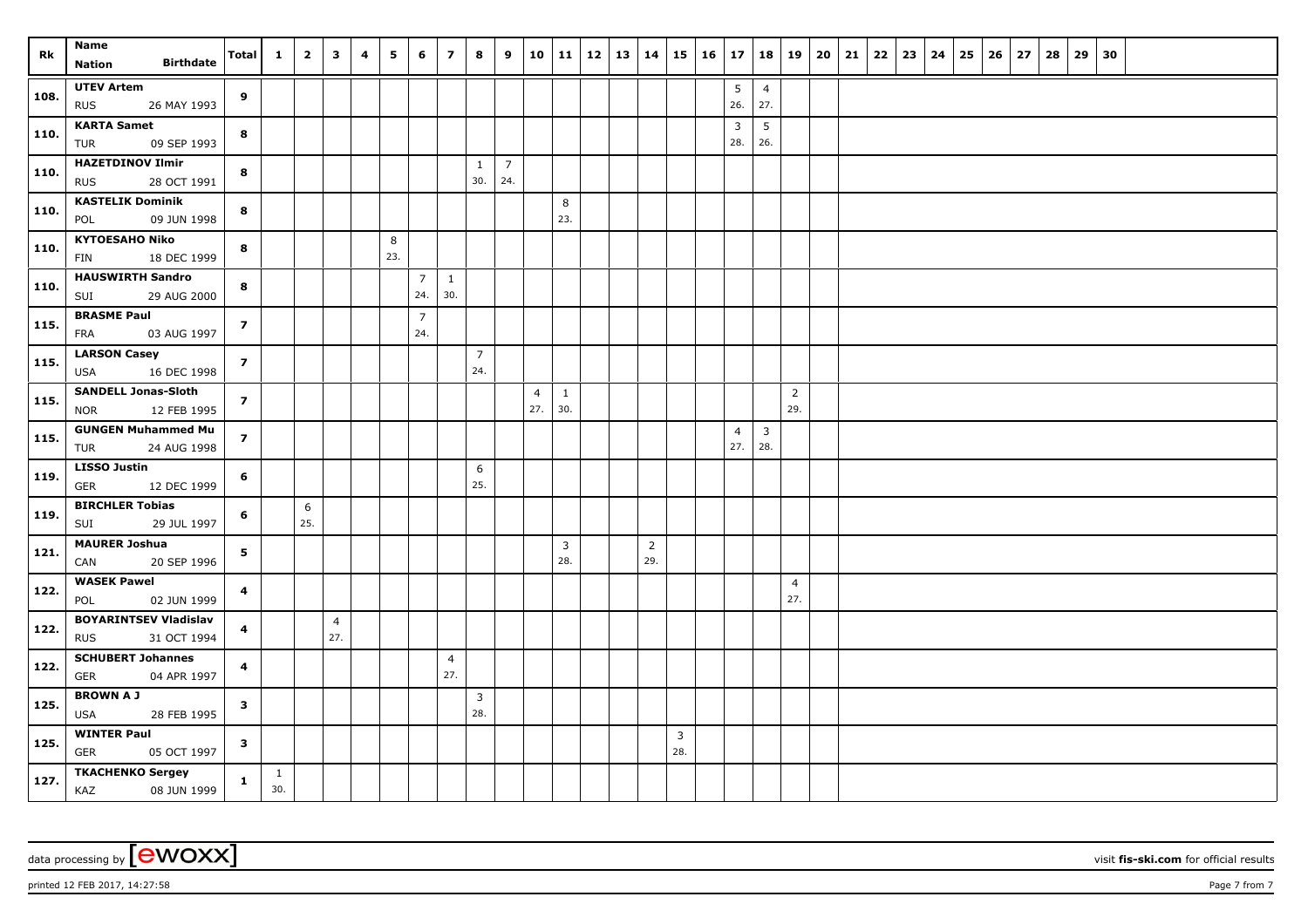| Rk | Name<br>Nation Birthdate | Total | 1 | 2 | 3 | 4 | 5 | 6 | 7 | 8 | 9 | 10 | 11 | 12 | 13 | 14 | 15 | 16 | 17 | 18 | 19 | 20 | 21 | 22 | 23 | 24 | 25 | 26 | 27 | 28 | 29 | 30 |
|---|---|---|---|---|---|---|---|---|---|---|---|---|---|---|---|---|---|---|---|---|---|---|---|---|---|---|---|---|---|---|---|---|
| 108. | **UTEV Artem**<br>RUS 26 MAY 1993 | 9 | | | | | | | | | | | | | | | | | 5<br>26. | 4<br>27. | | | | | | | | | | | | |
| 110. | **KARTA Samet**<br>TUR 09 SEP 1993 | 8 | | | | | | | | | | | | | | | | | 3<br>28. | 5<br>26. | | | | | | | | | | | | |
| 110. | **HAZETDINOV Ilmir**<br>RUS 28 OCT 1991 | 8 | | | | | | | | 1<br>30. | 7<br>24. | | | | | | | | | | | | | | | | | | | | | |
| 110. | **KASTELIK Dominik**<br>POL 09 JUN 1998 | 8 | | | | | | | | | | | 8<br>23. | | | | | | | | | | | | | | | | | | | |
| 110. | **KYTOESAHO Niko**<br>FIN 18 DEC 1999 | 8 | | | | | 8<br>23. | | | | | | | | | | | | | | | | | | | | | | | | | |
| 110. | **HAUSWIRTH Sandro**<br>SUI 29 AUG 2000 | 8 | | | | | | 7<br>24. | 1<br>30. | | | | | | | | | | | | | | | | | | | | | | | |
| 115. | **BRASME Paul**<br>FRA 03 AUG 1997 | 7 | | | | | | 7<br>24. | | | | | | | | | | | | | | | | | | | | | | | | |
| 115. | **LARSON Casey**<br>USA 16 DEC 1998 | 7 | | | | | | | | 7<br>24. | | | | | | | | | | | | | | | | | | | | | | |
| 115. | **SANDELL Jonas-Sloth**<br>NOR 12 FEB 1995 | 7 | | | | | | | | | | 4<br>27. | 1<br>30. | | | | | | | | 2<br>29. | | | | | | | | | | | |
| 115. | **GUNGEN Muhammed Mu**<br>TUR 24 AUG 1998 | 7 | | | | | | | | | | | | | | | | | 4<br>27. | 3<br>28. | | | | | | | | | | | | |
| 119. | **LISSO Justin**<br>GER 12 DEC 1999 | 6 | | | | | | | | 6<br>25. | | | | | | | | | | | | | | | | | | | | | | |
| 119. | **BIRCHLER Tobias**<br>SUI 29 JUL 1997 | 6 | | 6<br>25. | | | | | | | | | | | | | | | | | | | | | | | | | | | | |
| 121. | **MAURER Joshua**<br>CAN 20 SEP 1996 | 5 | | | | | | | | | | | 3<br>28. | | | 2<br>29. | | | | | | | | | | | | | | | | |
| 122. | **WASEK Pawel**<br>POL 02 JUN 1999 | 4 | | | | | | | | | | | | | | | | | | | 4<br>27. | | | | | | | | | | | |
| 122. | **BOYARINTSEV Vladislav**<br>RUS 31 OCT 1994 | 4 | | | 4<br>27. | | | | | | | | | | | | | | | | | | | | | | | | | | | |
| 122. | **SCHUBERT Johannes**<br>GER 04 APR 1997 | 4 | | | | | | | 4<br>27. | | | | | | | | | | | | | | | | | | | | | | | |
| 125. | **BROWN A J**<br>USA 28 FEB 1995 | 3 | | | | | | | | 3<br>28. | | | | | | | | | | | | | | | | | | | | | | |
| 125. | **WINTER Paul**<br>GER 05 OCT 1997 | 3 | | | | | | | | | | | | | | | 3<br>28. | | | | | | | | | | | | | | | |
| 127. | **TKACHENKO Sergey**<br>KAZ 08 JUN 1999 | 1 | 1<br>30. | | | | | | | | | | | | | | | | | | | | | | | | | | | | | |

data processing by [ewoxx] visit **fis-ski.com** for official results

printed 12 FEB 2017, 14:27:58